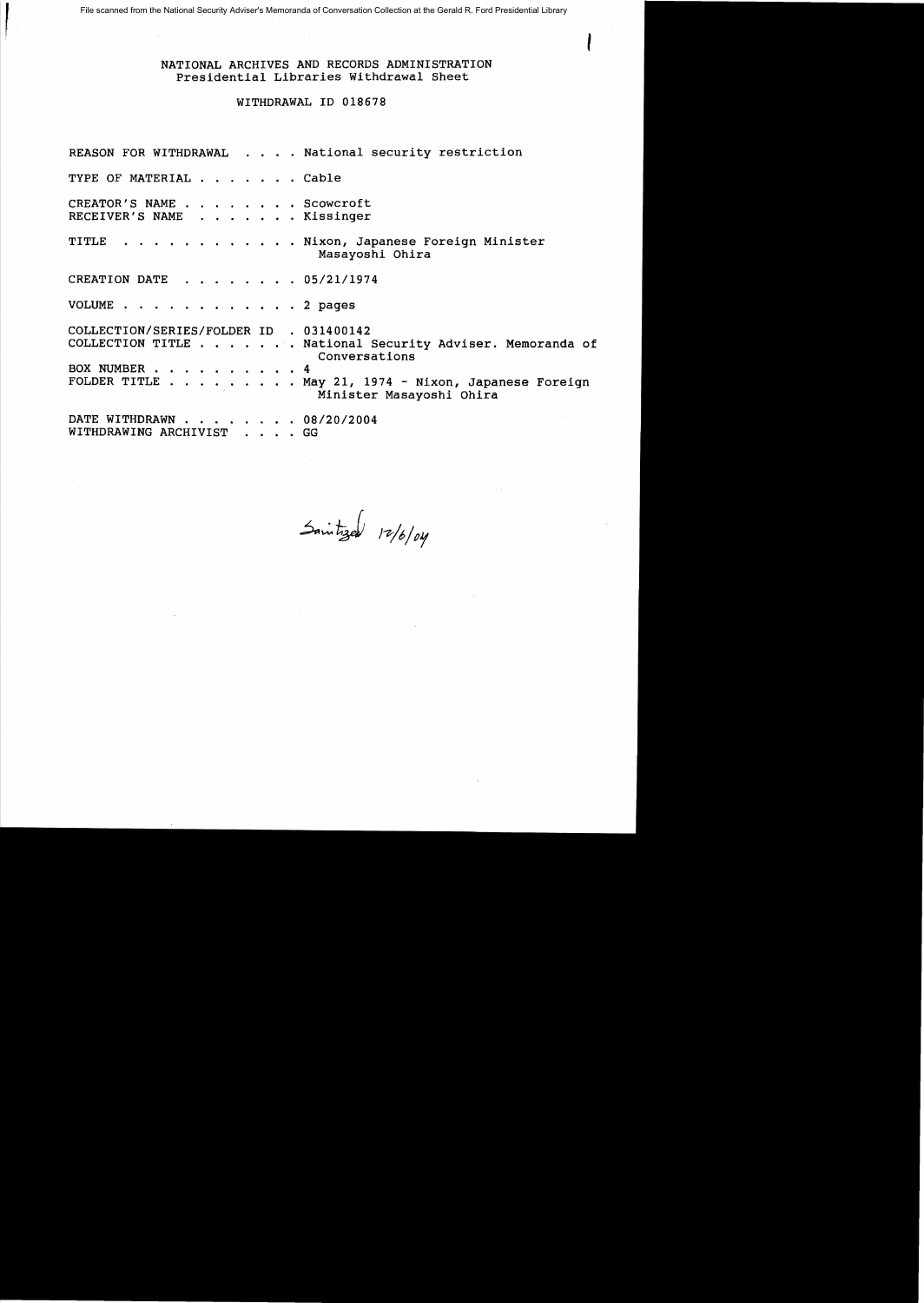File scanned from the National Security Adviser's Memoranda of Conversation Collection at the Gerald R. Ford Presidential Library

NATIONAL ARCHIVES AND RECORDS ADMINISTRATION
Presidential Libraries Withdrawal Sheet

WITHDRAWAL ID 018678

REASON FOR WITHDRAWAL . . . . National security restriction

TYPE OF MATERIAL . . . . . . . Cable

CREATOR'S NAME . . . . . . . . Scowcroft
RECEIVER'S NAME . . . . . . . Kissinger

TITLE . . . . . . . . . . . . Nixon, Japanese Foreign Minister Masayoshi Ohira

CREATION DATE . . . . . . . . 05/21/1974

VOLUME . . . . . . . . . . . . 2 pages

COLLECTION/SERIES/FOLDER ID . 031400142
COLLECTION TITLE . . . . . . . National Security Adviser. Memoranda of Conversations
BOX NUMBER . . . . . . . . . . 4
FOLDER TITLE . . . . . . . . . May 21, 1974 - Nixon, Japanese Foreign Minister Masayoshi Ohira

DATE WITHDRAWN . . . . . . . . 08/20/2004
WITHDRAWING ARCHIVIST . . . . GG

Sanitized 12/6/04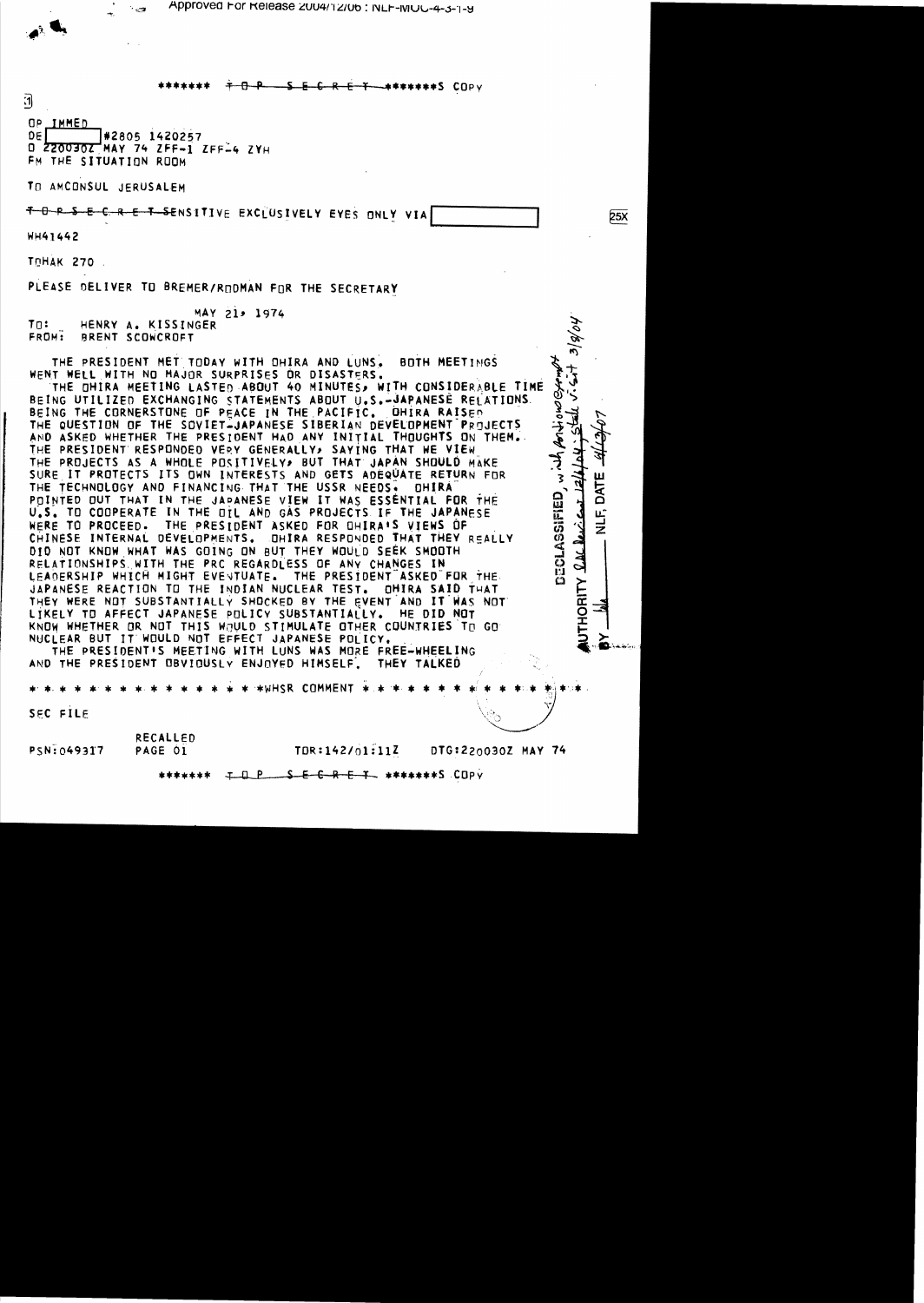\*\*\*\*\*\*\* ~~TOP SECRET~~ \*\*\*\*\*\*\*S COPY

OP IMMED
DE [ ] #2805 1420257
O 220030Z MAY 74 ZFF-1 ZFF-4 ZYH
FM THE SITUATION ROOM

TO AMCONSUL JERUSALEM

~~TOP SECRET~~ SENSITIVE EXCLUSIVELY EYES ONLY VIA [ ] 25X

WH41442

TOHAK 270

PLEASE DELIVER TO BREMER/RODMAN FOR THE SECRETARY

MAY 21, 1974

TO: HENRY A. KISSINGER
FROM: BRENT SCOWCROFT

THE PRESIDENT MET TODAY WITH OHIRA AND LUNS. BOTH MEETINGS WENT WELL WITH NO MAJOR SURPRISES OR DISASTERS.

THE OHIRA MEETING LASTED ABOUT 40 MINUTES, WITH CONSIDERABLE TIME BEING UTILIZED EXCHANGING STATEMENTS ABOUT U.S.-JAPANESE RELATIONS BEING THE CORNERSTONE OF PEACE IN THE PACIFIC. OHIRA RAISED THE QUESTION OF THE SOVIET-JAPANESE SIBERIAN DEVELOPMENT PROJECTS AND ASKED WHETHER THE PRESIDENT HAD ANY INITIAL THOUGHTS ON THEM. THE PRESIDENT RESPONDED VERY GENERALLY, SAYING THAT WE VIEW THE PROJECTS AS A WHOLE POSITIVELY, BUT THAT JAPAN SHOULD MAKE SURE IT PROTECTS ITS OWN INTERESTS AND GETS ADEQUATE RETURN FOR THE TECHNOLOGY AND FINANCING THAT THE USSR NEEDS. OHIRA POINTED OUT THAT IN THE JAPANESE VIEW IT WAS ESSENTIAL FOR THE U.S. TO COOPERATE IN THE OIL AND GAS PROJECTS IF THE JAPANESE WERE TO PROCEED. THE PRESIDENT ASKED FOR OHIRA'S VIEWS OF CHINESE INTERNAL DEVELOPMENTS. OHIRA RESPONDED THAT THEY REALLY DID NOT KNOW WHAT WAS GOING ON BUT THEY WOULD SEEK SMOOTH RELATIONSHIPS WITH THE PRC REGARDLESS OF ANY CHANGES IN LEADERSHIP WHICH MIGHT EVENTUATE. THE PRESIDENT ASKED FOR THE JAPANESE REACTION TO THE INDIAN NUCLEAR TEST. OHIRA SAID THAT THEY WERE NOT SUBSTANTIALLY SHOCKED BY THE EVENT AND IT WAS NOT LIKELY TO AFFECT JAPANESE POLICY SUBSTANTIALLY. HE DID NOT KNOW WHETHER OR NOT THIS WOULD STIMULATE OTHER COUNTRIES TO GO NUCLEAR BUT IT WOULD NOT EFFECT JAPANESE POLICY.

THE PRESIDENT'S MEETING WITH LUNS WAS MORE FREE-WHEELING AND THE PRESIDENT OBVIOUSLY ENJOYED HIMSELF. THEY TALKED

\* \* \* \* \* \* \* \* \* \* \* \* \* \* \* \*WHSR COMMENT \* \* \* \* \* \* \* \* \* \* \* \* \*

SEC FILE

RECALLED

PSN:049317 PAGE 01 TOR:142/01:11Z DTG:220030Z MAY 74

\*\*\*\*\*\*\* ~~TOP SECRET~~ \*\*\*\*\*\*\*S COPY

DECLASSIFIED, with portions exempt
AUTHORITY [handwritten] 12/6/04; State 3/9/04
BY [handwritten] NLF, DATE 4/13/07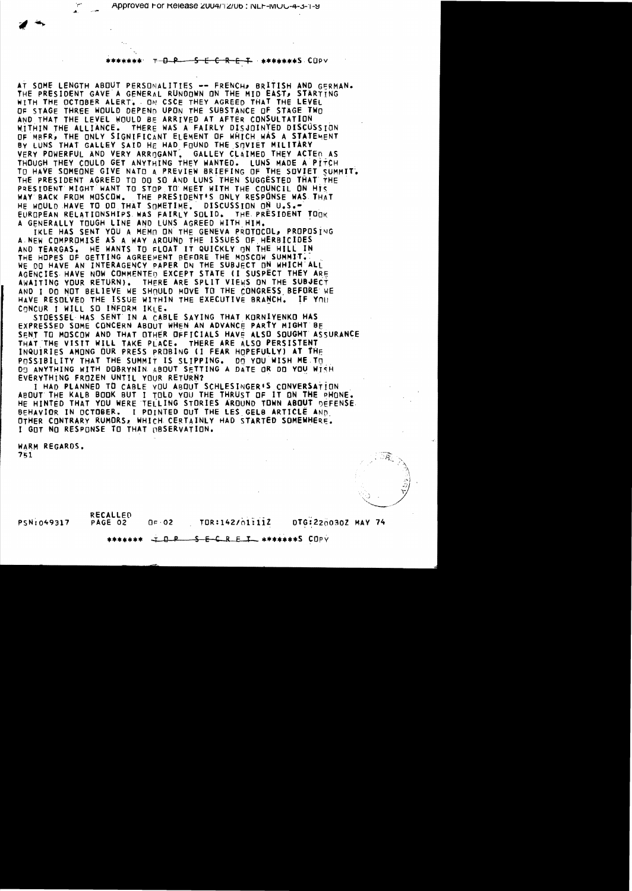******* TOP SECRET *******S COPY

AT SOME LENGTH ABOUT PERSONALITIES -- FRENCH, BRITISH AND GERMAN. THE PRESIDENT GAVE A GENERAL RUNDOWN ON THE MID EAST, STARTING WITH THE OCTOBER ALERT. ON CSCE THEY AGREED THAT THE LEVEL OF STAGE THREE WOULD DEPEND UPON THE SUBSTANCE OF STAGE TWO AND THAT THE LEVEL WOULD BE ARRIVED AT AFTER CONSULTATION WITHIN THE ALLIANCE. THERE WAS A FAIRLY DISJOINTED DISCUSSION OF MBFR, THE ONLY SIGNIFICANT ELEMENT OF WHICH WAS A STATEMENT BY LUNS THAT GALLEY SAID HE HAD FOUND THE SOVIET MILITARY VERY POWERFUL AND VERY ARROGANT. GALLEY CLAIMED THEY ACTED AS THOUGH THEY COULD GET ANYTHING THEY WANTED. LUNS MADE A PITCH TO HAVE SOMEONE GIVE NATO A PREVIEW BRIEFING OF THE SOVIET SUMMIT. THE PRESIDENT AGREED TO DO SO AND LUNS THEN SUGGESTED THAT THE PRESIDENT MIGHT WANT TO STOP TO MEET WITH THE COUNCIL ON HIS WAY BACK FROM MOSCOW. THE PRESIDENT'S ONLY RESPONSE WAS THAT HE WOULD HAVE TO DO THAT SOMETIME. DISCUSSION ON U.S.-EUROPEAN RELATIONSHIPS WAS FAIRLY SOLID. THE PRESIDENT TOOK A GENERALLY TOUGH LINE AND LUNS AGREED WITH HIM.

IKLE HAS SENT YOU A MEMO ON THE GENEVA PROTOCOL, PROPOSING A NEW COMPROMISE AS A WAY AROUND THE ISSUES OF HERBICIDES AND TEARGAS. HE WANTS TO FLOAT IT QUICKLY ON THE HILL IN THE HOPES OF GETTING AGREEMENT BEFORE THE MOSCOW SUMMIT. WE DO HAVE AN INTERAGENCY PAPER ON THE SUBJECT ON WHICH ALL AGENCIES HAVE NOW COMMENTED EXCEPT STATE (I SUSPECT THEY ARE AWAITING YOUR RETURN). THERE ARE SPLIT VIEWS ON THE SUBJECT AND I DO NOT BELIEVE WE SHOULD MOVE TO THE CONGRESS BEFORE WE HAVE RESOLVED THE ISSUE WITHIN THE EXECUTIVE BRANCH. IF YOU CONCUR I WILL SO INFORM IKLE.

STOESSEL HAS SENT IN A CABLE SAYING THAT KORNIYENKO HAS EXPRESSED SOME CONCERN ABOUT WHEN AN ADVANCE PARTY MIGHT BE SENT TO MOSCOW AND THAT OTHER OFFICIALS HAVE ALSO SOUGHT ASSURANCE THAT THE VISIT WILL TAKE PLACE. THERE ARE ALSO PERSISTENT INQUIRIES AMONG OUR PRESS PROBING (I FEAR HOPEFULLY) AT THE POSSIBILITY THAT THE SUMMIT IS SLIPPING. DO YOU WISH ME TO DO ANYTHING WITH DOBRYNIN ABOUT SETTING A DATE OR DO YOU WISH EVERYTHING FROZEN UNTIL YOUR RETURN?

I HAD PLANNED TO CABLE YOU ABOUT SCHLESINGER'S CONVERSATION ABOUT THE KALB BOOK BUT I TOLD YOU THE THRUST OF IT ON THE PHONE. HE HINTED THAT YOU WERE TELLING STORIES AROUND TOWN ABOUT DEFENSE BEHAVIOR IN OCTOBER. I POINTED OUT THE LES GELB ARTICLE AND OTHER CONTRARY RUMORS, WHICH CERTAINLY HAD STARTED SOMEWHERE. I GOT NO RESPONSE TO THAT OBSERVATION.

WARM REGARDS.
751

PSN:049317 RECALLED PAGE 02 OF 02 TOR:142/01:11Z DTG:220030Z MAY 74

******* TOP SECRET *******S COPY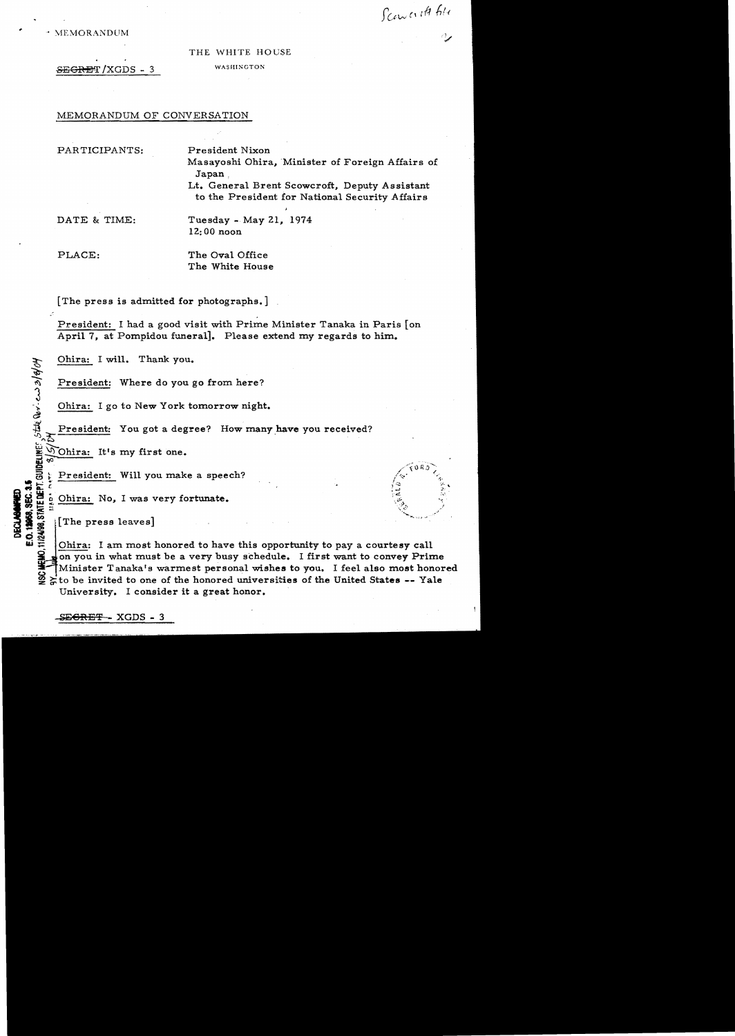MEMORANDUM

THE WHITE HOUSE

WASHINGTON

~~SECRET~~/XGDS - 3

MEMORANDUM OF CONVERSATION

PARTICIPANTS: President Nixon
Masayoshi Ohira, Minister of Foreign Affairs of Japan
Lt. General Brent Scowcroft, Deputy Assistant to the President for National Security Affairs

DATE & TIME: Tuesday - May 21, 1974
12:00 noon

PLACE: The Oval Office
The White House

[The press is admitted for photographs.]

President: I had a good visit with Prime Minister Tanaka in Paris [on April 7, at Pompidou funeral]. Please extend my regards to him.

Ohira: I will. Thank you.

President: Where do you go from here?

Ohira: I go to New York tomorrow night.

President: You got a degree? How many have you received?

Ohira: It's my first one.

President: Will you make a speech?

Ohira: No, I was very fortunate.

[The press leaves]

Ohira: I am most honored to have this opportunity to pay a courtesy call on you in what must be a very busy schedule. I first want to convey Prime Minister Tanaka's warmest personal wishes to you. I feel also most honored to be invited to one of the honored universities of the United States -- Yale University. I consider it a great honor.

~~SECRET~~ - XGDS - 3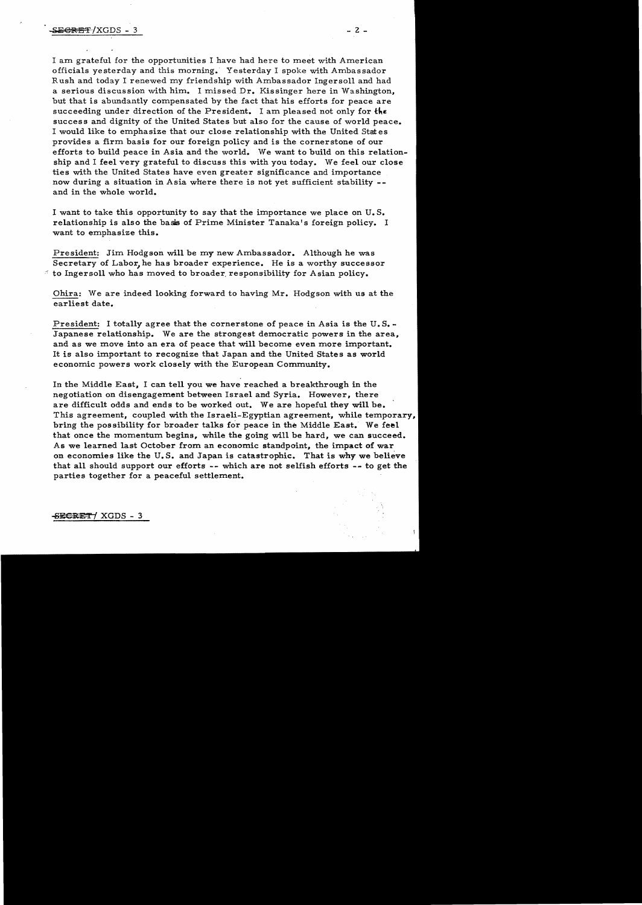I am grateful for the opportunities I have had here to meet with American officials yesterday and this morning. Yesterday I spoke with Ambassador Rush and today I renewed my friendship with Ambassador Ingersoll and had a serious discussion with him. I missed Dr. Kissinger here in Washington, but that is abundantly compensated by the fact that his efforts for peace are succeeding under direction of the President. I am pleased not only for the success and dignity of the United States but also for the cause of world peace. I would like to emphasize that our close relationship with the United States provides a firm basis for our foreign policy and is the cornerstone of our efforts to build peace in Asia and the world. We want to build on this relationship and I feel very grateful to discuss this with you today. We feel our close ties with the United States have even greater significance and importance now during a situation in Asia where there is not yet sufficient stability -- and in the whole world.

I want to take this opportunity to say that the importance we place on U.S. relationship is also the basis of Prime Minister Tanaka's foreign policy. I want to emphasize this.

President: Jim Hodgson will be my new Ambassador. Although he was Secretary of Labor, he has broader experience. He is a worthy successor to Ingersoll who has moved to broader responsibility for Asian policy.

Ohira: We are indeed looking forward to having Mr. Hodgson with us at the earliest date.

President: I totally agree that the cornerstone of peace in Asia is the U.S.-Japanese relationship. We are the strongest democratic powers in the area, and as we move into an era of peace that will become even more important. It is also important to recognize that Japan and the United States as world economic powers work closely with the European Community.

In the Middle East, I can tell you we have reached a breakthrough in the negotiation on disengagement between Israel and Syria. However, there are difficult odds and ends to be worked out. We are hopeful they will be. This agreement, coupled with the Israeli-Egyptian agreement, while temporary, bring the possibility for broader talks for peace in the Middle East. We feel that once the momentum begins, while the going will be hard, we can succeed. As we learned last October from an economic standpoint, the impact of war on economies like the U.S. and Japan is catastrophic. That is why we believe that all should support our efforts -- which are not selfish efforts -- to get the parties together for a peaceful settlement.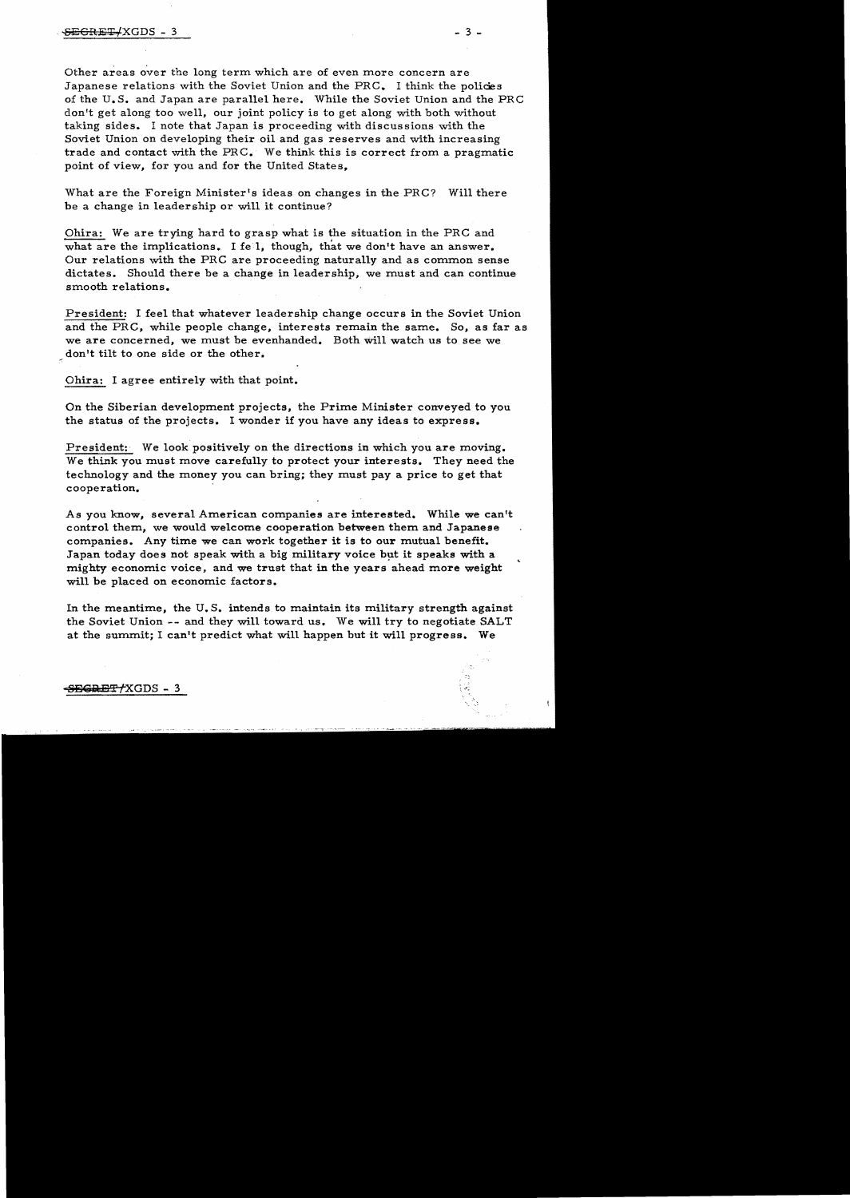Other areas over the long term which are of even more concern are Japanese relations with the Soviet Union and the PRC. I think the policies of the U.S. and Japan are parallel here. While the Soviet Union and the PRC don't get along too well, our joint policy is to get along with both without taking sides. I note that Japan is proceeding with discussions with the Soviet Union on developing their oil and gas reserves and with increasing trade and contact with the PRC. We think this is correct from a pragmatic point of view, for you and for the United States.

What are the Foreign Minister's ideas on changes in the PRC? Will there be a change in leadership or will it continue?

Ohira: We are trying hard to grasp what is the situation in the PRC and what are the implications. I feel, though, that we don't have an answer. Our relations with the PRC are proceeding naturally and as common sense dictates. Should there be a change in leadership, we must and can continue smooth relations.

President: I feel that whatever leadership change occurs in the Soviet Union and the PRC, while people change, interests remain the same. So, as far as we are concerned, we must be evenhanded. Both will watch us to see we don't tilt to one side or the other.

Ohira: I agree entirely with that point.

On the Siberian development projects, the Prime Minister conveyed to you the status of the projects. I wonder if you have any ideas to express.

President: We look positively on the directions in which you are moving. We think you must move carefully to protect your interests. They need the technology and the money you can bring; they must pay a price to get that cooperation.

As you know, several American companies are interested. While we can't control them, we would welcome cooperation between them and Japanese companies. Any time we can work together it is to our mutual benefit. Japan today does not speak with a big military voice but it speaks with a mighty economic voice, and we trust that in the years ahead more weight will be placed on economic factors.

In the meantime, the U.S. intends to maintain its military strength against the Soviet Union -- and they will toward us. We will try to negotiate SALT at the summit; I can't predict what will happen but it will progress. We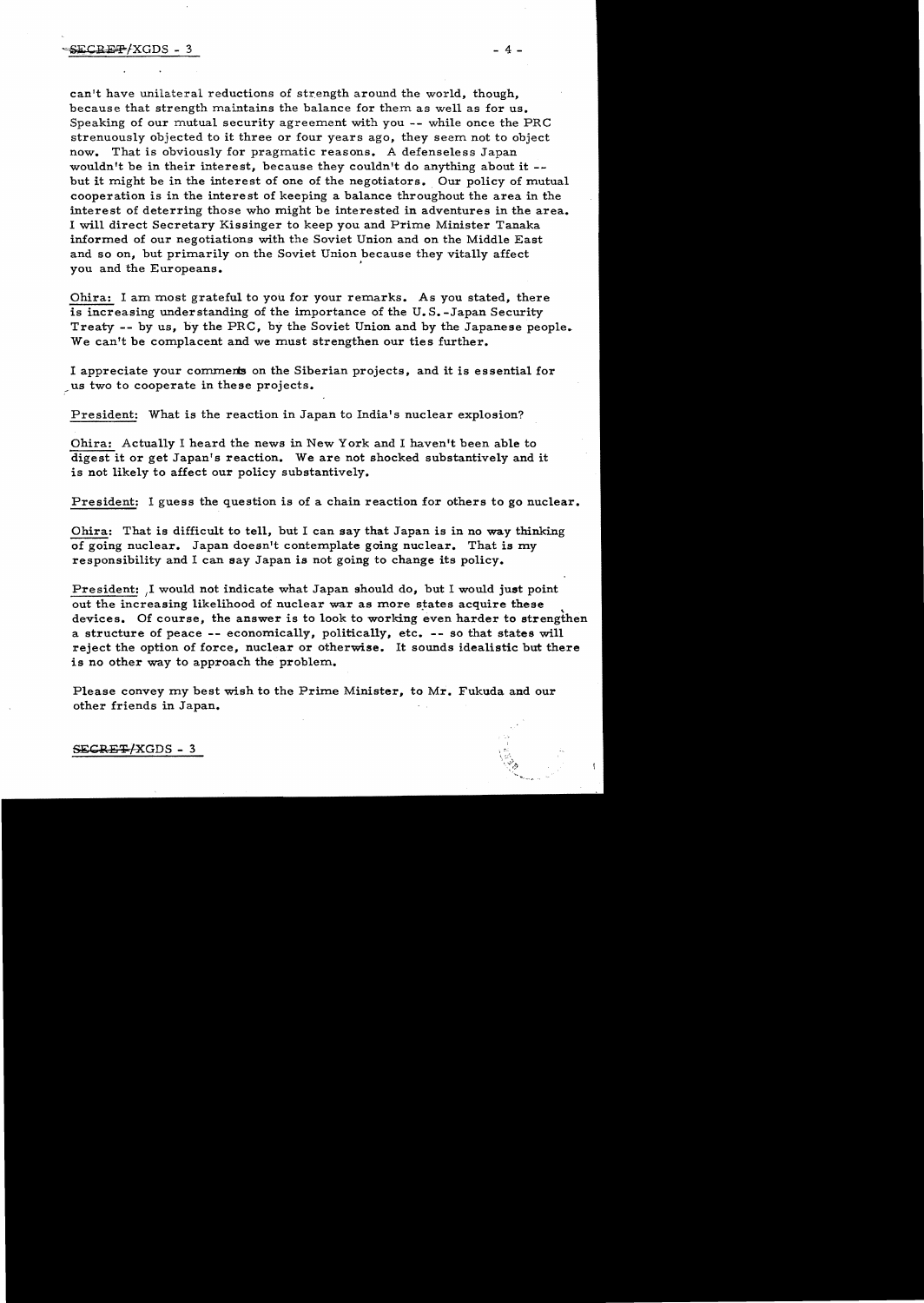can't have unilateral reductions of strength around the world, though, because that strength maintains the balance for them as well as for us. Speaking of our mutual security agreement with you -- while once the PRC strenuously objected to it three or four years ago, they seem not to object now. That is obviously for pragmatic reasons. A defenseless Japan wouldn't be in their interest, because they couldn't do anything about it -- but it might be in the interest of one of the negotiators. Our policy of mutual cooperation is in the interest of keeping a balance throughout the area in the interest of deterring those who might be interested in adventures in the area. I will direct Secretary Kissinger to keep you and Prime Minister Tanaka informed of our negotiations with the Soviet Union and on the Middle East and so on, but primarily on the Soviet Union because they vitally affect you and the Europeans.

Ohira: I am most grateful to you for your remarks. As you stated, there is increasing understanding of the importance of the U.S.-Japan Security Treaty -- by us, by the PRC, by the Soviet Union and by the Japanese people. We can't be complacent and we must strengthen our ties further.

I appreciate your comments on the Siberian projects, and it is essential for us two to cooperate in these projects.

President: What is the reaction in Japan to India's nuclear explosion?

Ohira: Actually I heard the news in New York and I haven't been able to digest it or get Japan's reaction. We are not shocked substantively and it is not likely to affect our policy substantively.

President: I guess the question is of a chain reaction for others to go nuclear.

Ohira: That is difficult to tell, but I can say that Japan is in no way thinking of going nuclear. Japan doesn't contemplate going nuclear. That is my responsibility and I can say Japan is not going to change its policy.

President: I would not indicate what Japan should do, but I would just point out the increasing likelihood of nuclear war as more states acquire these devices. Of course, the answer is to look to working even harder to strengthen a structure of peace -- economically, politically, etc. -- so that states will reject the option of force, nuclear or otherwise. It sounds idealistic but there is no other way to approach the problem.

Please convey my best wish to the Prime Minister, to Mr. Fukuda and our other friends in Japan.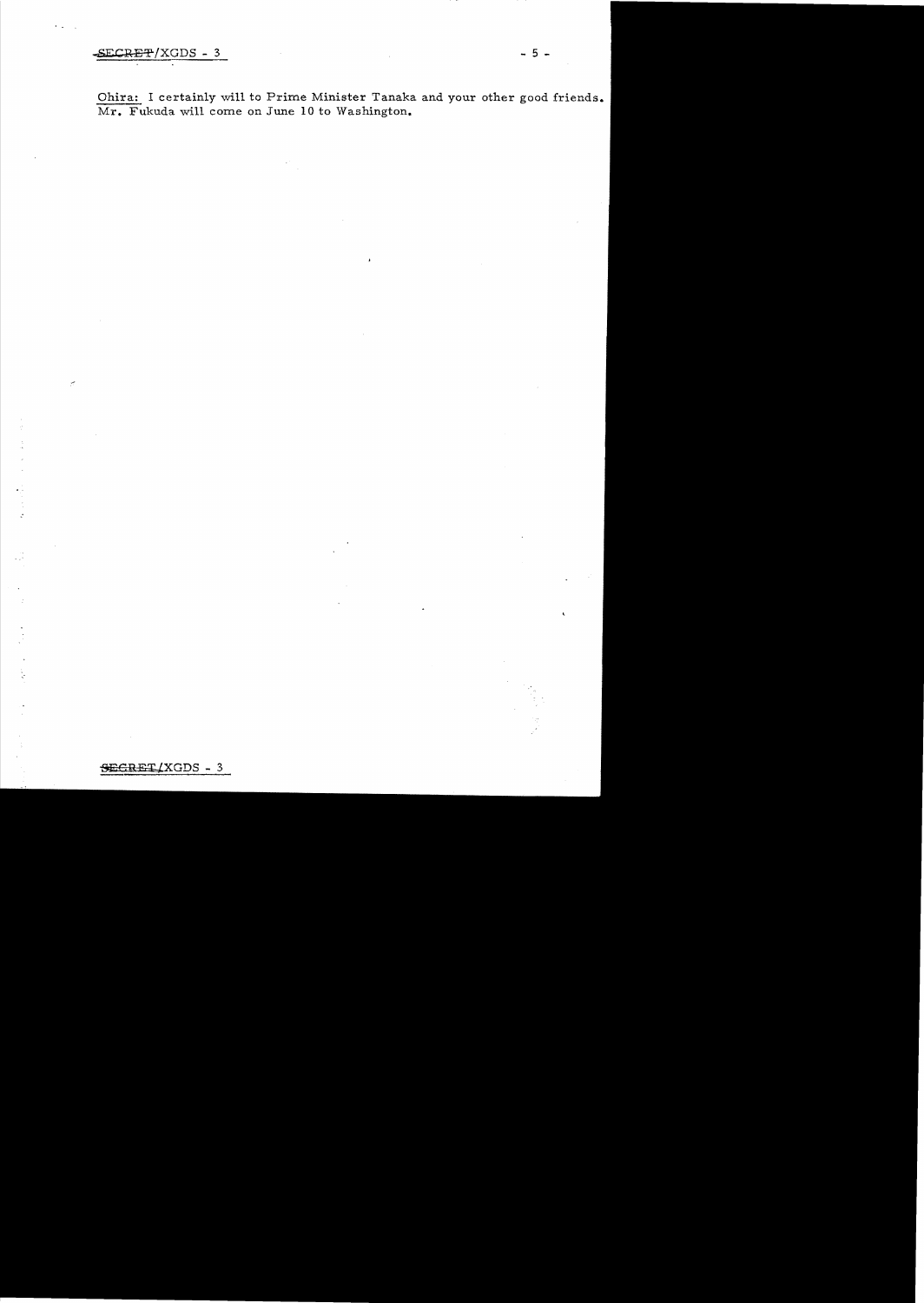Ohira: I certainly will to Prime Minister Tanaka and your other good friends. Mr. Fukuda will come on June 10 to Washington.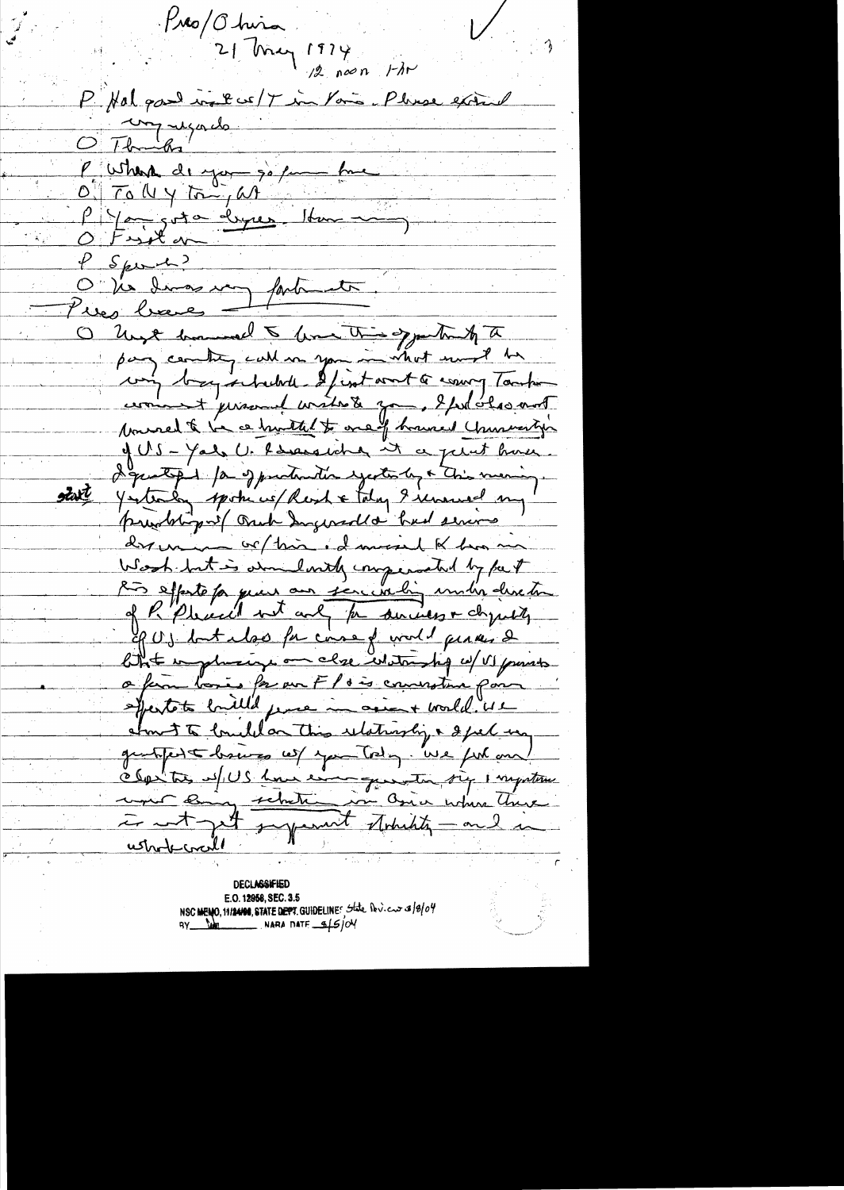Pres/Ohira
21 May 1974
12 noon - 1hr

P Had good visit w/T in Paris. Please extend my regards.

O Thanks

P When do you go from here

O To NY ton; [illegible]

P You got a degree. How many

O First one

P Speech?

O No. Does very fortunate.

Press leaves

O Most honored to have this opportunity to pay courtesy call on you in what must be very busy schedule. I first want to convey Tanaka warmest personal wishes to you. I feel also most honored to be a [illegible] to one of honored University of US - Yale U. I was [illegible] it a great honor. I [illegible] for opportunities yesterday & this morning.

start Yesterday spoke w/Reed & today I renewed my friendship w/ Ruth Ingersoll & had serious discussion w/him. I missed K here in Wash but is abundantly compensated by fact his efforts for peace are seriously under direction of P. Please not only for success & dignity of US but also for cause of world peace & [illegible] emphasize on close relationship w/US [illegible] a firm basis for our FP & is cornerstone for our efforts to build peace in Asia & world. We [illegible] to build on this relationship & I feel very grateful to discuss w/ you today. We feel our relations w/US have even greater significance in [illegible] in Asia where there is not yet sufficient stability — and in whole world.

**DECLASSIFIED**
E.O. 12958, SEC. 3.5
NSC MEMO, 11/24/98, STATE DEPT. GUIDELINES State Rev.ew 3/8/04
BY [illegible] NARA DATE 4/5/04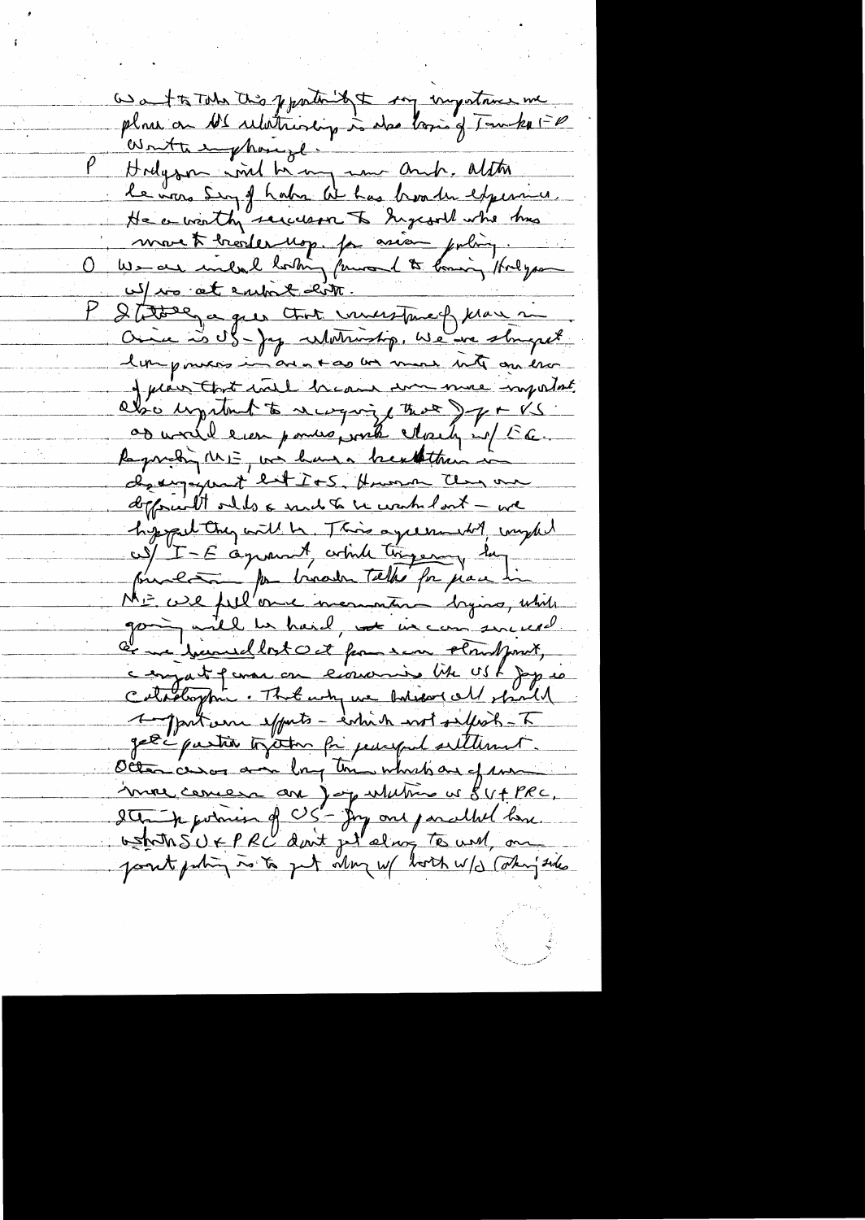Want to take this opportunity to say importance we place on US relationship is also basis of Tanaka F.P.

Want to emphasize.

P Hodgson will be my new Amb. Altho he was Sec of Labor he has broader experience. He a worthy successor to Ingersoll who has moved to broader resp. for Asian policy.

O We are indeed looking forward to having Hodgson w/ us at earliest date.

P I strongly agree that cornerstone of peace in Asia is US-Jap relationship. We are strongest 2 powers in area & as we move into an era of peace that will become even more important. Also important to recognize that Jap & US as world econ powers, work closely w/ EC. Regarding ME, we have been thru a disengagement betw I&S. However there are difficult obstacles & much to be worked out — we hoped they will be. This agreement, coupled w/ I-E agreement, which triggering the foundation for broader talks for peace in ME. We feel once momentum begins, while going will be hard, we can succeed. As we learned last Oct from econ standpoint, a major war on economies like US & Jap is catastrophic. That why we believe all should support efforts — which not selfish — to get parties together for peaceful settlement.

Other areas are long term which are of even more concern are Jap relations w SU & PRC. I think position of US-Jap are parallel here. We think SU & PRC don't get along too well, our point policy is to get along w/ both w/o taking sides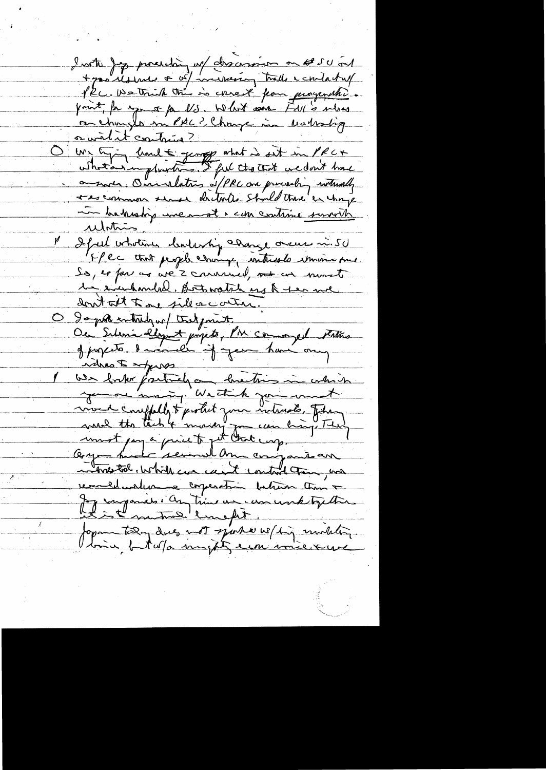Invite Jap proceeding w/ discussion on SU and
+ pos issue & w/ increasing trade & contact w/
PRC. We think this is correct from pragmatic
point, for you & for US. What are FM's views
on changes in PRC?, Change in leadership
or will it continue?

O We trying hard to gauge what is set in PRC +
what are implications. I feel that we don't have
answer. Our relations w/PRC are proceeding naturally
+ as common sense dictates. Should there be change
in leadership we must & can continue smooth
relations.

I feel whatever leadership change occurs in SU
+ PRC that people change, interests remain same.
So, as far as we 2 concerned, not one must
be overlooked. But watch us & see we
don't tilt to one side or another.

O I agree entirely w/ that point.
On Siberian development projects, PM conveyed status
of projects. I wonder if you have any
views to express.

I We look positively on treaties in which
you are moving. We think you must
move carefully to protect your interests. They
need the tech & money you can bring. They
must pay a price to get that up.
As you know several Am companies are
interested. While we can't control them, we
would welcome cooperation between them &
Jap companies. Any time we can work together
it is to mutual benefit.

Japan today does not speak w/big military
voice, but w/a mighty econ voice & we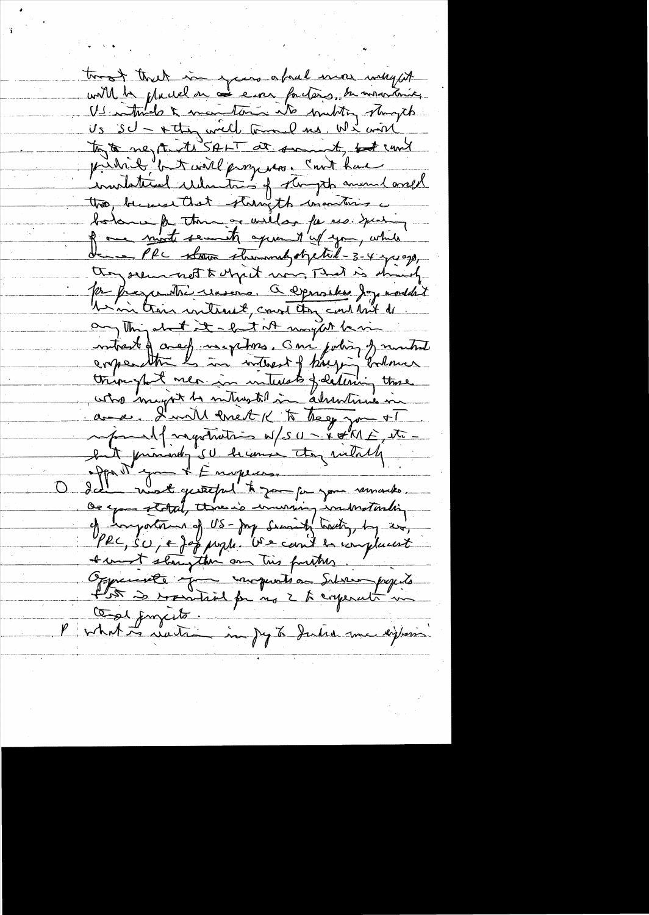trust that in years ahead more weight will be placed on economic factors. In meantime US intends to maintain its military strength vs SU – & they will toward us. We will try to negotiate SALT at summit, but can't predict but will progress. Can't have unilateral reduction of strength around world too, because that strength maintains a balance for them or will for us. Speaking of our mutual security agreement w/ you, while some PRC slowed strenuously objected – 3-4 years ago, they seem not to object now. That is strictly for pragmatic reasons. A responsible Jap wouldn't be in their interest, could they could not do anything about it – but it might be in interest of once inceptions. Our policy of mutual cooperation is in interest of keeping balance through that area in interests of deterring those who might be interested in adventures in area. I will meet K to keep you & T informed of negotiations w/ SU – & ME, etc – but primarily SU because they initially affect you & Europeans.

O I am most grateful to you for your remarks. As you stated, there is increasing understanding of importance of US-Jap Security Treaty, by us, PRC, SU, & Jap people. We can't be complacent & must strengthen on this further.

Appreciate your comments on Siberian projects. It is essential for us 2 to cooperate in that projects.

P What is situation in Jap to India over export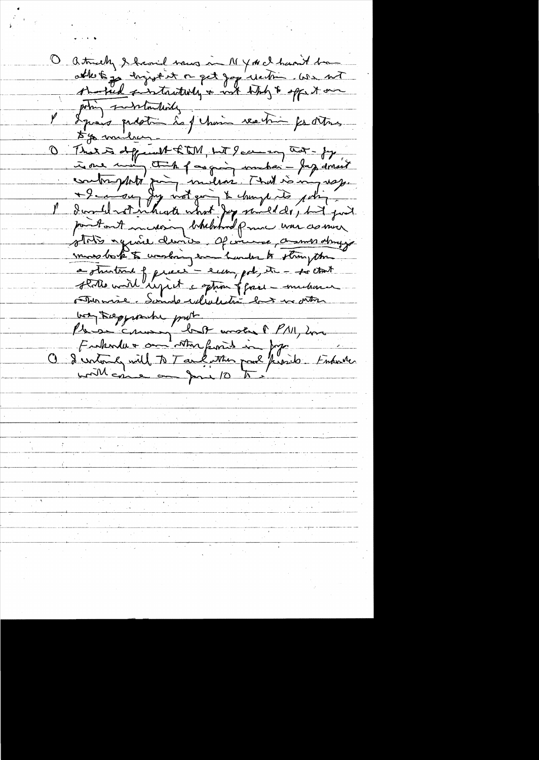O Actually I heard news in NY & I haven't been able to digest it or get Jap reaction. We not shocked substantively & not likely to affect our policy substantively.

P I guess question is of their reaction for others to go nuclear.

O That is difficult to tell, but I can say that — Jap is one country that is of acquiring nuclear — Jap doesn't contemplate going nuclear. That is my view. & I can say Jap not going to change its policy.

P I would not indicate what Jap should do, but just pointed out increasing likelihood of more countries acquiring devices. Of course, a more strongly must look to working even harder to strengthen the structure of peace — econ, pol, etc. — so that states will reject option of going nuclear otherwise. Sounds unrealistic but no other way to approach problem.

Please convey my best wishes to PM, Fukuda & our other friends in Japan.

O I certainly will. To Tanaka & other good friends. Fukuda will come on June 10 ...